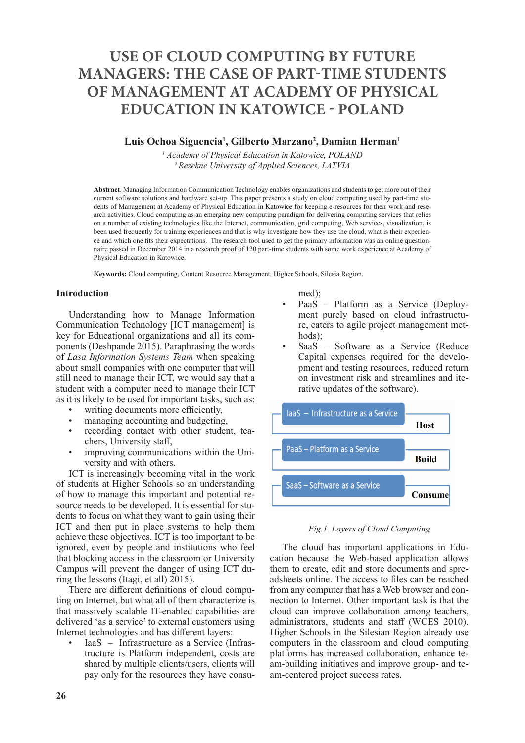# USE OF CLOUD COMPUTING BY FUTURE MANAGERS: THE CASE OF PART-TIME STUDENTS OF MANAGEMENT AT ACADEMY OF PHYSICAL EDUCATION IN KATOWICE - POLAND

**Luis Ochoa Siguencia[1], Gilberto Marzano[2], Damian Herman[1]**

*[1] Academy of Physical Education in Katowice, POLAND*
*[2] Rezekne University of Applied Sciences, LATVIA*

**Abstract**. Managing Information Communication Technology enables organizations and students to get more out of their current software solutions and hardware set-up. This paper presents a study on cloud computing used by part-time students of Management at Academy of Physical Education in Katowice for keeping e-resources for their work and research activities. Cloud computing as an emerging new computing paradigm for delivering computing services that relies on a number of existing technologies like the Internet, communication, grid computing, Web services, visualization, is been used frequently for training experiences and that is why investigate how they use the cloud, what is their experience and which one fits their expectations. The research tool used to get the primary information was an online questionnaire passed in December 2014 in a research proof of 120 part-time students with some work experience at Academy of Physical Education in Katowice.

**Keywords:** Cloud computing, Content Resource Management, Higher Schools, Silesia Region.

## Introduction

Understanding how to Manage Information Communication Technology [ICT management] is key for Educational organizations and all its components (Deshpande 2015). Paraphrasing the words of *Lasa Information Systems Team* when speaking about small companies with one computer that will still need to manage their ICT, we would say that a student with a computer need to manage their ICT as it is likely to be used for important tasks, such as:

- writing documents more efficiently,
- managing accounting and budgeting,
- recording contact with other student, teachers, University staff,
- improving communications within the University and with others.

ICT is increasingly becoming vital in the work of students at Higher Schools so an understanding of how to manage this important and potential resource needs to be developed. It is essential for students to focus on what they want to gain using their ICT and then put in place systems to help them achieve these objectives. ICT is too important to be ignored, even by people and institutions who feel that blocking access in the classroom or University Campus will prevent the danger of using ICT during the lessons (Itagi, et all) 2015).

There are different definitions of cloud computing on Internet, but what all of them characterize is that massively scalable IT-enabled capabilities are delivered 'as a service' to external customers using Internet technologies and has different layers:

- IaaS – Infrastructure as a Service (Infrastructure is Platform independent, costs are shared by multiple clients/users, clients will pay only for the resources they have consumed);
- PaaS – Platform as a Service (Deployment purely based on cloud infrastructure, caters to agile project management methods);
- SaaS – Software as a Service (Reduce Capital expenses required for the development and testing resources, reduced return on investment risk and streamlines and iterative updates of the software).

| Layer | Role |
|---|---|
| IaaS – Infrastructure as a Service | Host |
| PaaS – Platform as a Service | Build |
| SaaS – Software as a Service | Consume |

*Fig.1. Layers of Cloud Computing*

The cloud has important applications in Education because the Web-based application allows them to create, edit and store documents and spreadsheets online. The access to files can be reached from any computer that has a Web browser and connection to Internet. Other important task is that the cloud can improve collaboration among teachers, administrators, students and staff (WCES 2010). Higher Schools in the Silesian Region already use computers in the classroom and cloud computing platforms has increased collaboration, enhance team-building initiatives and improve group- and team-centered project success rates.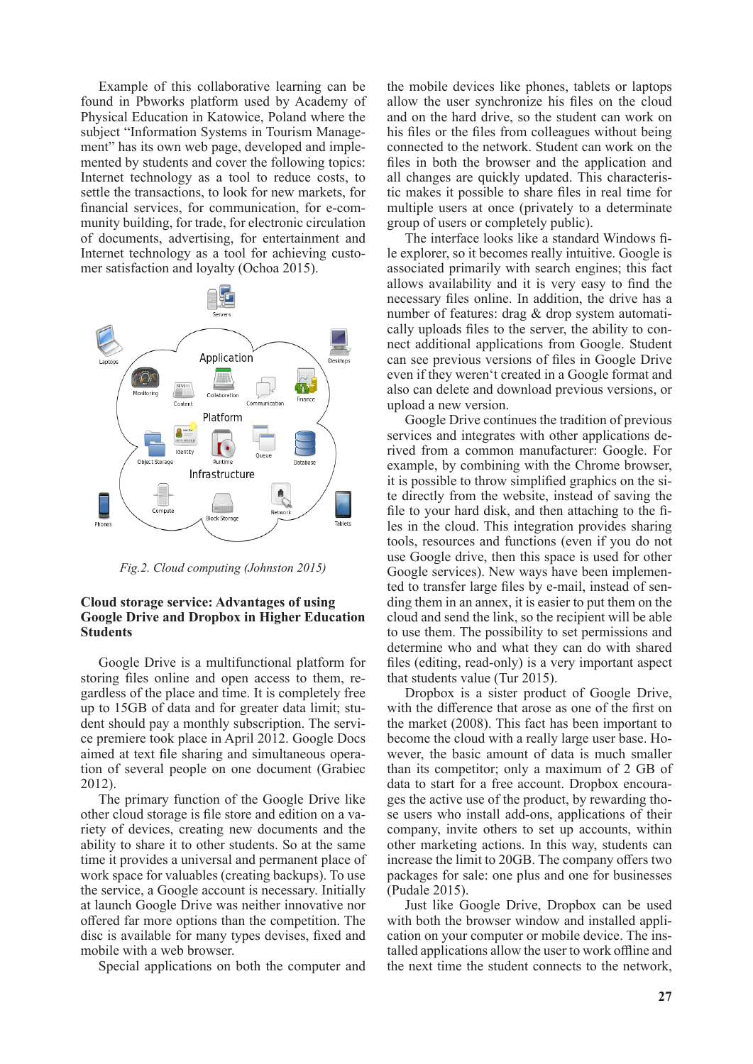Example of this collaborative learning can be found in Pbworks platform used by Academy of Physical Education in Katowice, Poland where the subject "Information Systems in Tourism Management" has its own web page, developed and implemented by students and cover the following topics: Internet technology as a tool to reduce costs, to settle the transactions, to look for new markets, for financial services, for communication, for e-community building, for trade, for electronic circulation of documents, advertising, for entertainment and Internet technology as a tool for achieving customer satisfaction and loyalty (Ochoa 2015).

*Fig.2. Cloud computing (Johnston 2015)*

## Cloud storage service: Advantages of using Google Drive and Dropbox in Higher Education Students

Google Drive is a multifunctional platform for storing files online and open access to them, regardless of the place and time. It is completely free up to 15GB of data and for greater data limit; student should pay a monthly subscription. The service premiere took place in April 2012. Google Docs aimed at text file sharing and simultaneous operation of several people on one document (Grabiec 2012).

The primary function of the Google Drive like other cloud storage is file store and edition on a variety of devices, creating new documents and the ability to share it to other students. So at the same time it provides a universal and permanent place of work space for valuables (creating backups). To use the service, a Google account is necessary. Initially at launch Google Drive was neither innovative nor offered far more options than the competition. The disc is available for many types devises, fixed and mobile with a web browser.

Special applications on both the computer and the mobile devices like phones, tablets or laptops allow the user synchronize his files on the cloud and on the hard drive, so the student can work on his files or the files from colleagues without being connected to the network. Student can work on the files in both the browser and the application and all changes are quickly updated. This characteristic makes it possible to share files in real time for multiple users at once (privately to a determinate group of users or completely public).

The interface looks like a standard Windows file explorer, so it becomes really intuitive. Google is associated primarily with search engines; this fact allows availability and it is very easy to find the necessary files online. In addition, the drive has a number of features: drag & drop system automatically uploads files to the server, the ability to connect additional applications from Google. Student can see previous versions of files in Google Drive even if they weren't created in a Google format and also can delete and download previous versions, or upload a new version.

Google Drive continues the tradition of previous services and integrates with other applications derived from a common manufacturer: Google. For example, by combining with the Chrome browser, it is possible to throw simplified graphics on the site directly from the website, instead of saving the file to your hard disk, and then attaching to the files in the cloud. This integration provides sharing tools, resources and functions (even if you do not use Google drive, then this space is used for other Google services). New ways have been implemented to transfer large files by e-mail, instead of sending them in an annex, it is easier to put them on the cloud and send the link, so the recipient will be able to use them. The possibility to set permissions and determine who and what they can do with shared files (editing, read-only) is a very important aspect that students value (Tur 2015).

Dropbox is a sister product of Google Drive, with the difference that arose as one of the first on the market (2008). This fact has been important to become the cloud with a really large user base. However, the basic amount of data is much smaller than its competitor; only a maximum of 2 GB of data to start for a free account. Dropbox encourages the active use of the product, by rewarding those users who install add-ons, applications of their company, invite others to set up accounts, within other marketing actions. In this way, students can increase the limit to 20GB. The company offers two packages for sale: one plus and one for businesses (Pudale 2015).

Just like Google Drive, Dropbox can be used with both the browser window and installed application on your computer or mobile device. The installed applications allow the user to work offline and the next time the student connects to the network,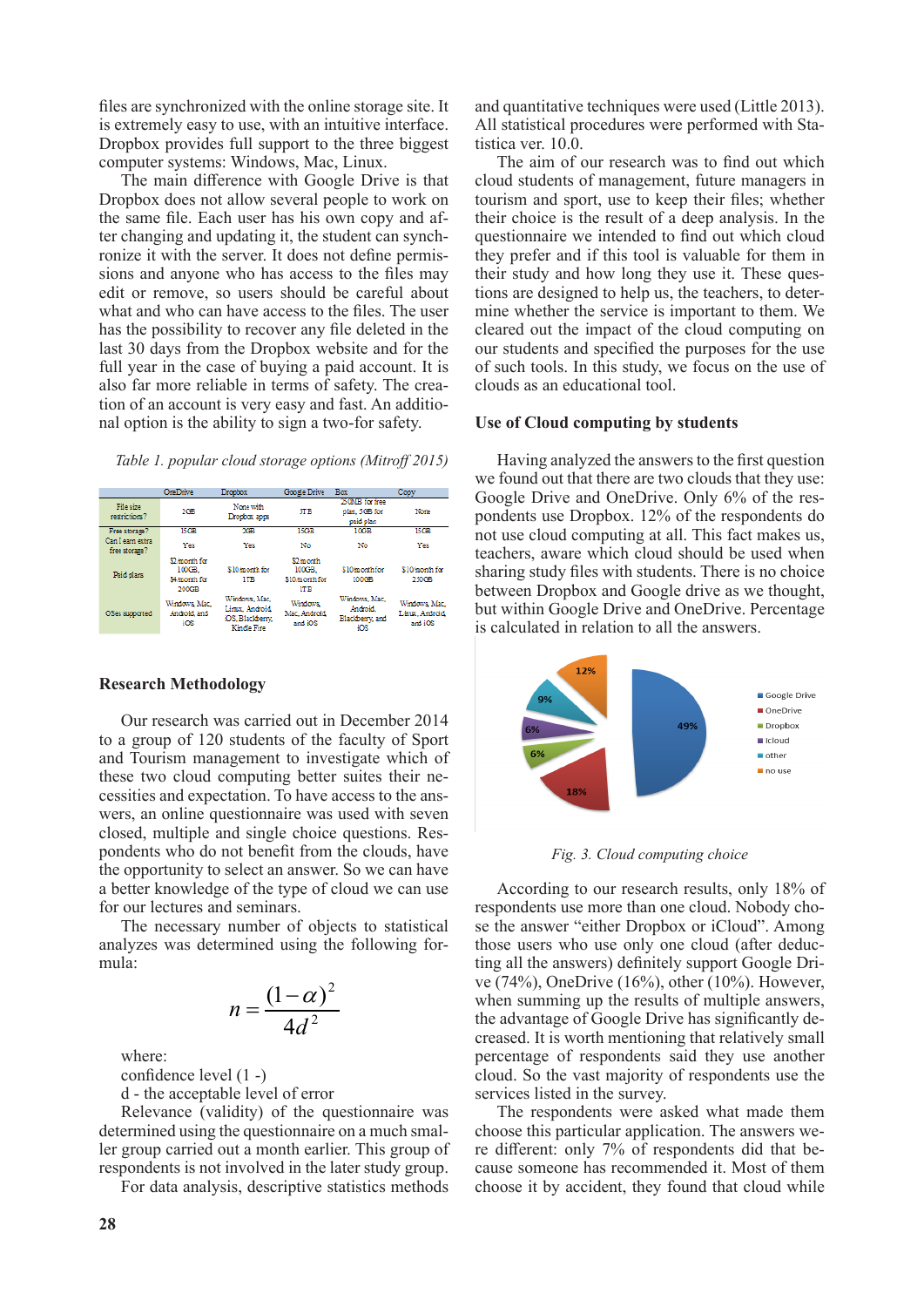files are synchronized with the online storage site. It is extremely easy to use, with an intuitive interface. Dropbox provides full support to the three biggest computer systems: Windows, Mac, Linux.

The main difference with Google Drive is that Dropbox does not allow several people to work on the same file. Each user has his own copy and after changing and updating it, the student can synchronize it with the server. It does not define permissions and anyone who has access to the files may edit or remove, so users should be careful about what and who can have access to the files. The user has the possibility to recover any file deleted in the last 30 days from the Dropbox website and for the full year in the case of buying a paid account. It is also far more reliable in terms of safety. The creation of an account is very easy and fast. An additional option is the ability to sign a two-for safety.

*Table 1. popular cloud storage options (Mitroff 2015)*

| | OneDrive | Dropbox | Google Drive | Box | Copy |
|---|---|---|---|---|---|
| File size restrictions? | 2GB | None with Dropbox apps | 5TB | 250MB for free plan, 5GB for paid plan | None |
| Free storage? | 15GB | 2GB | 15GB | 10GB | 15GB |
| Can I earn extra free storage? | Yes | Yes | No | No | Yes |
| Paid plans | $2/month for 100GB, $4/month for 200GB | $10/month for 1TB | $2/month 100GB, $10/month for 1TB | $10/month for 100GB | $10/month for 250GB |
| OSes supported | Windows, Mac, Android, and iOS | Windows, Mac, Linux, Android, iOS, Blackberry, Kindle Fire | Windows, Mac, Android, and iOS | Windows, Mac, Android, Blackberry, and iOS | Windows, Mac, Linux, Android, and iOS |

## Research Methodology

Our research was carried out in December 2014 to a group of 120 students of the faculty of Sport and Tourism management to investigate which of these two cloud computing better suites their necessities and expectation. To have access to the answers, an online questionnaire was used with seven closed, multiple and single choice questions. Respondents who do not benefit from the clouds, have the opportunity to select an answer. So we can have a better knowledge of the type of cloud we can use for our lectures and seminars.

The necessary number of objects to statistical analyzes was determined using the following formula:

$$n = \frac{(1-\alpha)^2}{4d^2}$$

where:

confidence level (1 -)

d - the acceptable level of error

Relevance (validity) of the questionnaire was determined using the questionnaire on a much smaller group carried out a month earlier. This group of respondents is not involved in the later study group.

For data analysis, descriptive statistics methods and quantitative techniques were used (Little 2013). All statistical procedures were performed with Statistica ver. 10.0.

The aim of our research was to find out which cloud students of management, future managers in tourism and sport, use to keep their files; whether their choice is the result of a deep analysis. In the questionnaire we intended to find out which cloud they prefer and if this tool is valuable for them in their study and how long they use it. These questions are designed to help us, the teachers, to determine whether the service is important to them. We cleared out the impact of the cloud computing on our students and specified the purposes for the use of such tools. In this study, we focus on the use of clouds as an educational tool.

## Use of Cloud computing by students

Having analyzed the answers to the first question we found out that there are two clouds that they use: Google Drive and OneDrive. Only 6% of the respondents use Dropbox. 12% of the respondents do not use cloud computing at all. This fact makes us, teachers, aware which cloud should be used when sharing study files with students. There is no choice between Dropbox and Google drive as we thought, but within Google Drive and OneDrive. Percentage is calculated in relation to all the answers.

*Fig. 3. Cloud computing choice*

According to our research results, only 18% of respondents use more than one cloud. Nobody chose the answer "either Dropbox or iCloud". Among those users who use only one cloud (after deducting all the answers) definitely support Google Drive (74%), OneDrive (16%), other (10%). However, when summing up the results of multiple answers, the advantage of Google Drive has significantly decreased. It is worth mentioning that relatively small percentage of respondents said they use another cloud. So the vast majority of respondents use the services listed in the survey.

The respondents were asked what made them choose this particular application. The answers were different: only 7% of respondents did that because someone has recommended it. Most of them choose it by accident, they found that cloud while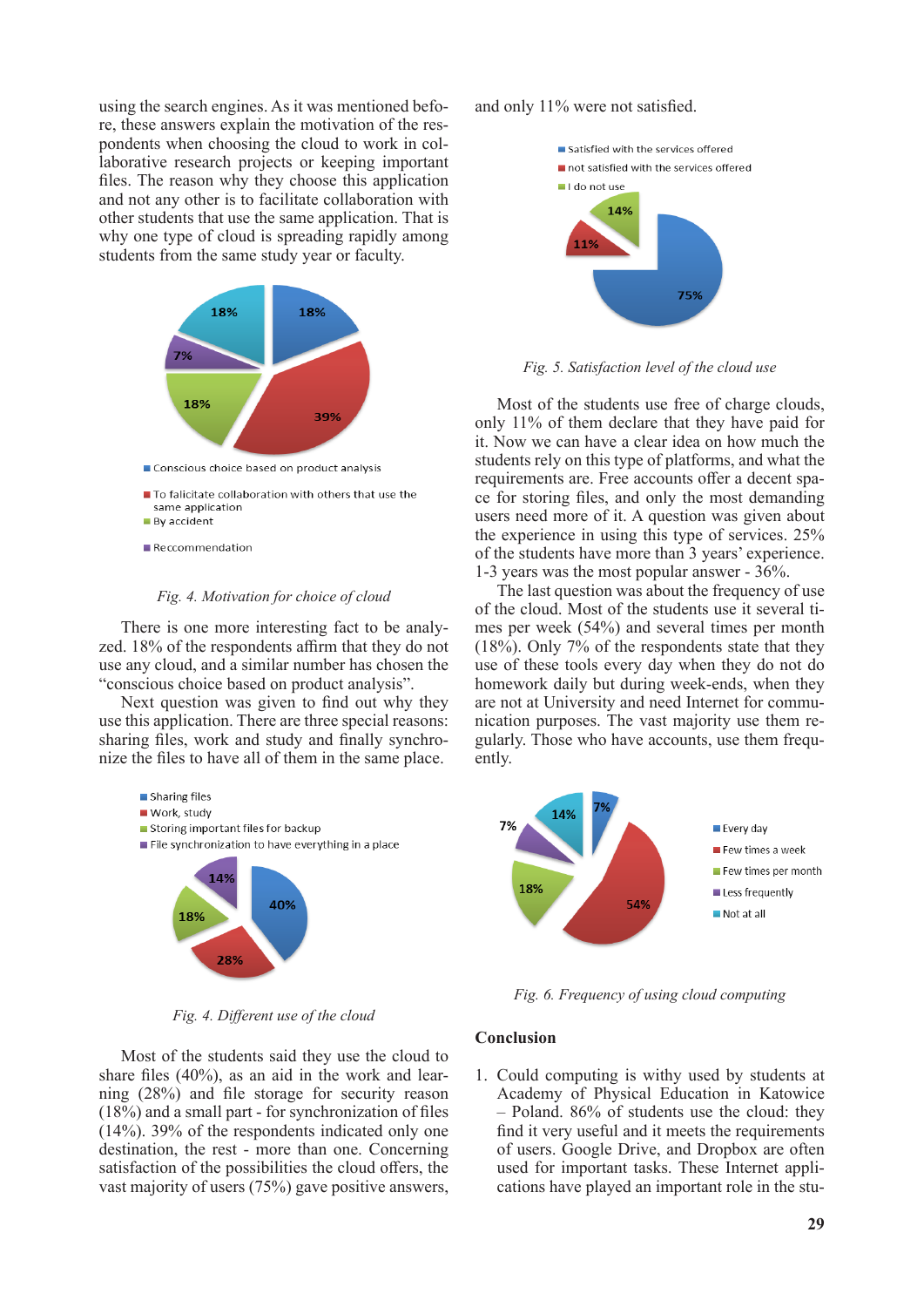using the search engines. As it was mentioned before, these answers explain the motivation of the respondents when choosing the cloud to work in collaborative research projects or keeping important files. The reason why they choose this application and not any other is to facilitate collaboration with other students that use the same application. That is why one type of cloud is spreading rapidly among students from the same study year or faculty.

*Fig. 4. Motivation for choice of cloud*

There is one more interesting fact to be analyzed. 18% of the respondents affirm that they do not use any cloud, and a similar number has chosen the "conscious choice based on product analysis".

Next question was given to find out why they use this application. There are three special reasons: sharing files, work and study and finally synchronize the files to have all of them in the same place.

*Fig. 4. Different use of the cloud*

Most of the students said they use the cloud to share files (40%), as an aid in the work and learning (28%) and file storage for security reason (18%) and a small part - for synchronization of files (14%). 39% of the respondents indicated only one destination, the rest - more than one. Concerning satisfaction of the possibilities the cloud offers, the vast majority of users (75%) gave positive answers, and only 11% were not satisfied.

*Fig. 5. Satisfaction level of the cloud use*

Most of the students use free of charge clouds, only 11% of them declare that they have paid for it. Now we can have a clear idea on how much the students rely on this type of platforms, and what the requirements are. Free accounts offer a decent space for storing files, and only the most demanding users need more of it. A question was given about the experience in using this type of services. 25% of the students have more than 3 years' experience. 1-3 years was the most popular answer - 36%.

The last question was about the frequency of use of the cloud. Most of the students use it several times per week (54%) and several times per month (18%). Only 7% of the respondents state that they use of these tools every day when they do not do homework daily but during week-ends, when they are not at University and need Internet for communication purposes. The vast majority use them regularly. Those who have accounts, use them frequently.

*Fig. 6. Frequency of using cloud computing*

## Conclusion

1. Could computing is withy used by students at Academy of Physical Education in Katowice – Poland. 86% of students use the cloud: they find it very useful and it meets the requirements of users. Google Drive, and Dropbox are often used for important tasks. These Internet applications have played an important role in the stu-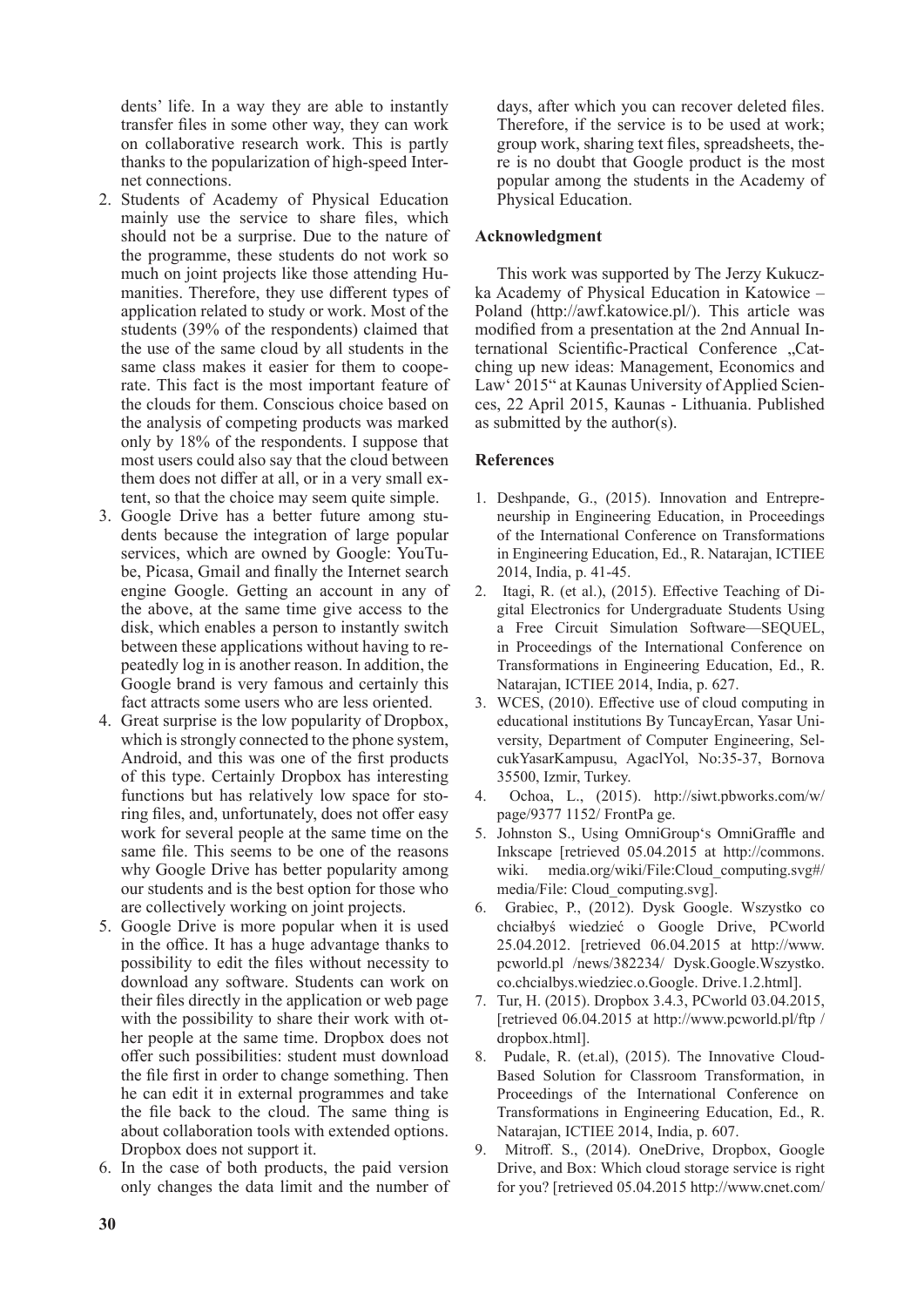dents' life. In a way they are able to instantly transfer files in some other way, they can work on collaborative research work. This is partly thanks to the popularization of high-speed Internet connections.

2. Students of Academy of Physical Education mainly use the service to share files, which should not be a surprise. Due to the nature of the programme, these students do not work so much on joint projects like those attending Humanities. Therefore, they use different types of application related to study or work. Most of the students (39% of the respondents) claimed that the use of the same cloud by all students in the same class makes it easier for them to cooperate. This fact is the most important feature of the clouds for them. Conscious choice based on the analysis of competing products was marked only by 18% of the respondents. I suppose that most users could also say that the cloud between them does not differ at all, or in a very small extent, so that the choice may seem quite simple.
3. Google Drive has a better future among students because the integration of large popular services, which are owned by Google: YouTube, Picasa, Gmail and finally the Internet search engine Google. Getting an account in any of the above, at the same time give access to the disk, which enables a person to instantly switch between these applications without having to repeatedly log in is another reason. In addition, the Google brand is very famous and certainly this fact attracts some users who are less oriented.
4. Great surprise is the low popularity of Dropbox, which is strongly connected to the phone system, Android, and this was one of the first products of this type. Certainly Dropbox has interesting functions but has relatively low space for storing files, and, unfortunately, does not offer easy work for several people at the same time on the same file. This seems to be one of the reasons why Google Drive has better popularity among our students and is the best option for those who are collectively working on joint projects.
5. Google Drive is more popular when it is used in the office. It has a huge advantage thanks to possibility to edit the files without necessity to download any software. Students can work on their files directly in the application or web page with the possibility to share their work with other people at the same time. Dropbox does not offer such possibilities: student must download the file first in order to change something. Then he can edit it in external programmes and take the file back to the cloud. The same thing is about collaboration tools with extended options. Dropbox does not support it.
6. In the case of both products, the paid version only changes the data limit and the number of days, after which you can recover deleted files. Therefore, if the service is to be used at work; group work, sharing text files, spreadsheets, there is no doubt that Google product is the most popular among the students in the Academy of Physical Education.

### Acknowledgment

This work was supported by The Jerzy Kukuczka Academy of Physical Education in Katowice – Poland (http://awf.katowice.pl/). This article was modified from a presentation at the 2nd Annual International Scientific-Practical Conference „Catching up new ideas: Management, Economics and Law' 2015" at Kaunas University of Applied Sciences, 22 April 2015, Kaunas - Lithuania. Published as submitted by the author(s).

### References

1. Deshpande, G., (2015). Innovation and Entrepreneurship in Engineering Education, in Proceedings of the International Conference on Transformations in Engineering Education, Ed., R. Natarajan, ICTIEE 2014, India, p. 41-45.
2. Itagi, R. (et al.), (2015). Effective Teaching of Digital Electronics for Undergraduate Students Using a Free Circuit Simulation Software—SEQUEL, in Proceedings of the International Conference on Transformations in Engineering Education, Ed., R. Natarajan, ICTIEE 2014, India, p. 627.
3. WCES, (2010). Effective use of cloud computing in educational institutions By TuncayErcan, Yasar University, Department of Computer Engineering, SelcukYasarKampusu, AgaclYol, No:35-37, Bornova 35500, Izmir, Turkey.
4. Ochoa, L., (2015). http://siwt.pbworks.com/w/page/9377 1152/ FrontPa ge.
5. Johnston S., Using OmniGroup's OmniGraffle and Inkscape [retrieved 05.04.2015 at http://commons.wiki. media.org/wiki/File:Cloud_computing.svg#/media/File: Cloud_computing.svg].
6. Grabiec, P., (2012). Dysk Google. Wszystko co chciałbyś wiedzieć o Google Drive, PCworld 25.04.2012. [retrieved 06.04.2015 at http://www.pcworld.pl /news/382234/ Dysk.Google.Wszystko.co.chcialbys.wiedziec.o.Google. Drive.1.2.html].
7. Tur, H. (2015). Dropbox 3.4.3, PCworld 03.04.2015, [retrieved 06.04.2015 at http://www.pcworld.pl/ftp / dropbox.html].
8. Pudale, R. (et.al), (2015). The Innovative Cloud-Based Solution for Classroom Transformation, in Proceedings of the International Conference on Transformations in Engineering Education, Ed., R. Natarajan, ICTIEE 2014, India, p. 607.
9. Mitroff. S., (2014). OneDrive, Dropbox, Google Drive, and Box: Which cloud storage service is right for you? [retrieved 05.04.2015 http://www.cnet.com/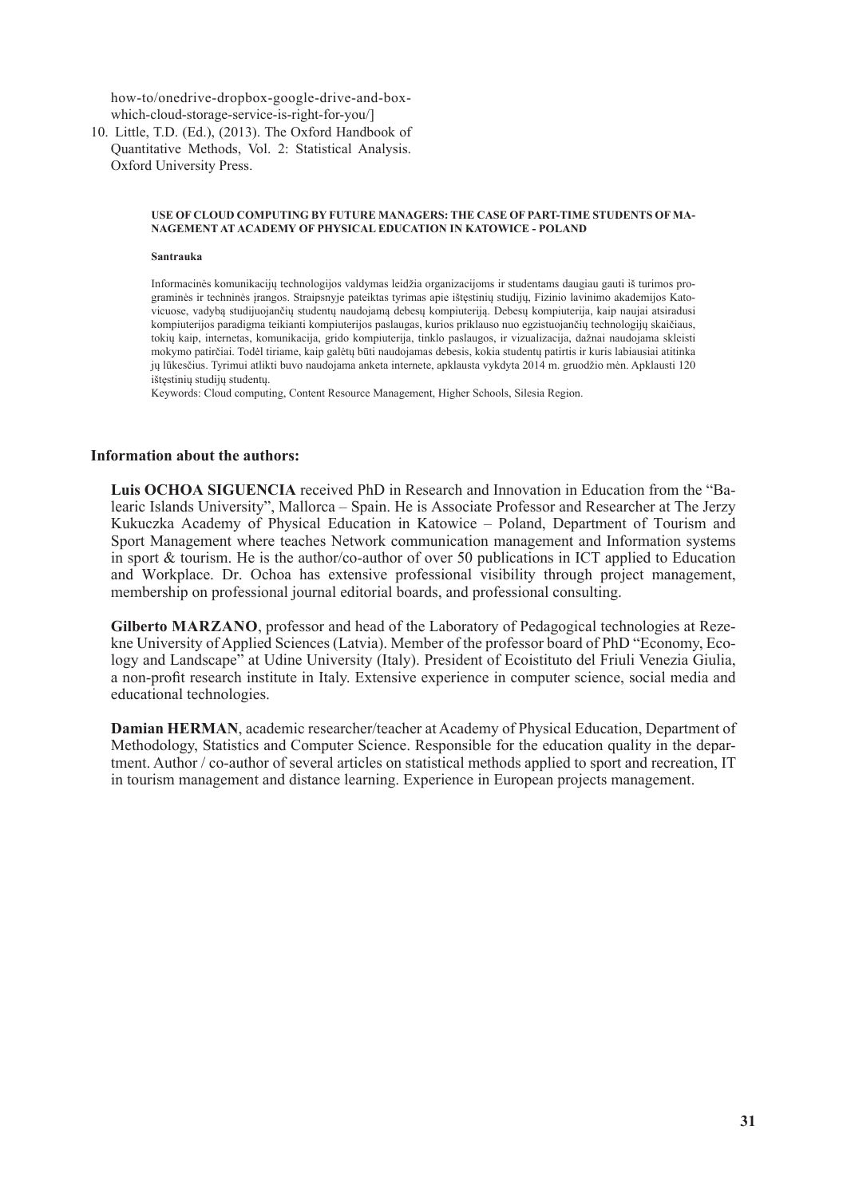how-to/onedrive-dropbox-google-drive-and-box-which-cloud-storage-service-is-right-for-you/]

10. Little, T.D. (Ed.), (2013). The Oxford Handbook of Quantitative Methods, Vol. 2: Statistical Analysis. Oxford University Press.

#### USE OF CLOUD COMPUTING BY FUTURE MANAGERS: THE CASE OF PART-TIME STUDENTS OF MANAGEMENT AT ACADEMY OF PHYSICAL EDUCATION IN KATOWICE - POLAND

**Santrauka**

Informacinės komunikacijų technologijos valdymas leidžia organizacijoms ir studentams daugiau gauti iš turimos programinės ir techninės įrangos. Straipsnyje pateiktas tyrimas apie ištęstinių studijų, Fizinio lavinimo akademijos Katovicuose, vadybą studijuojančių studentų naudojamą debesų kompiuteriją. Debesų kompiuterija, kaip naujai atsiradusi kompiuterijos paradigma teikianti kompiuterijos paslaugas, kurios priklauso nuo egzistuojančių technologijų skaičiaus, tokių kaip, internetas, komunikacija, grido kompiuterija, tinklo paslaugos, ir vizualizacija, dažnai naudojama skleisti mokymo patirčiai. Todėl tiriame, kaip galėtų būti naudojamas debesis, kokia studentų patirtis ir kuris labiausiai atitinka jų lūkesčius. Tyrimui atlikti buvo naudojama anketa internete, apklausta vykdyta 2014 m. gruodžio mėn. Apklausti 120 ištęstinių studijų studentų.

Keywords: Cloud computing, Content Resource Management, Higher Schools, Silesia Region.

### Information about the authors:

**Luis OCHOA SIGUENCIA** received PhD in Research and Innovation in Education from the "Balearic Islands University", Mallorca – Spain. He is Associate Professor and Researcher at The Jerzy Kukuczka Academy of Physical Education in Katowice – Poland, Department of Tourism and Sport Management where teaches Network communication management and Information systems in sport & tourism. He is the author/co-author of over 50 publications in ICT applied to Education and Workplace. Dr. Ochoa has extensive professional visibility through project management, membership on professional journal editorial boards, and professional consulting.

**Gilberto MARZANO**, professor and head of the Laboratory of Pedagogical technologies at Rezekne University of Applied Sciences (Latvia). Member of the professor board of PhD "Economy, Ecology and Landscape" at Udine University (Italy). President of Ecoistituto del Friuli Venezia Giulia, a non-profit research institute in Italy. Extensive experience in computer science, social media and educational technologies.

**Damian HERMAN**, academic researcher/teacher at Academy of Physical Education, Department of Methodology, Statistics and Computer Science. Responsible for the education quality in the department. Author / co-author of several articles on statistical methods applied to sport and recreation, IT in tourism management and distance learning. Experience in European projects management.